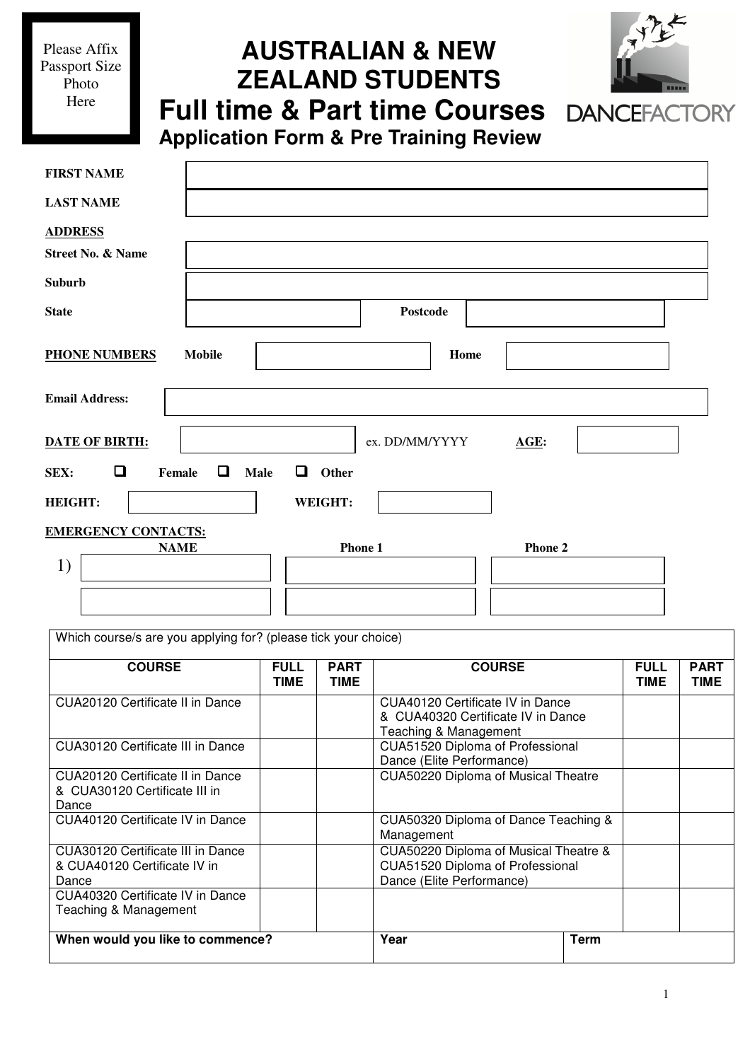Please Affix Passport Size Photo Here

# AUSTRALIAN & NEW ZEALAND STUDENTS

# Full time & Part time Courses

## Application Form & Pre Training Review

DANCEFACTORY

**FIRST NAME**

**LAST NAME**

**ADDRESS**

**Street No. & Name**

**Suburb**

**State** **Postcode**

**PHONE NUMBERS** **Mobile** **Home**

**Email Address:**

**DATE OF BIRTH:** ex. DD/MM/YYYY **AGE:**

**SEX:** ❑ **Female** ❑ **Male** ❑ **Other**

**HEIGHT:** **WEIGHT:**

**EMERGENCY CONTACTS:**

| | NAME | Phone 1 | Phone 2 |
|---|---|---|---|
| 1) | | | |
| | | | |

Which course/s are you applying for? (please tick your choice)

| COURSE | FULL TIME | PART TIME | COURSE | FULL TIME | PART TIME |
|---|---|---|---|---|---|
| CUA20120 Certificate II in Dance | | | CUA40120 Certificate IV in Dance & CUA40320 Certificate IV in Dance Teaching & Management | | |
| CUA30120 Certificate III in Dance | | | CUA51520 Diploma of Professional Dance (Elite Performance) | | |
| CUA20120 Certificate II in Dance & CUA30120 Certificate III in Dance | | | CUA50220 Diploma of Musical Theatre | | |
| CUA40120 Certificate IV in Dance | | | CUA50320 Diploma of Dance Teaching & Management | | |
| CUA30120 Certificate III in Dance & CUA40120 Certificate IV in Dance | | | CUA50220 Diploma of Musical Theatre & CUA51520 Diploma of Professional Dance (Elite Performance) | | |
| CUA40320 Certificate IV in Dance Teaching & Management | | | | | |
| **When would you like to commence?** | | | **Year** | **Term** | |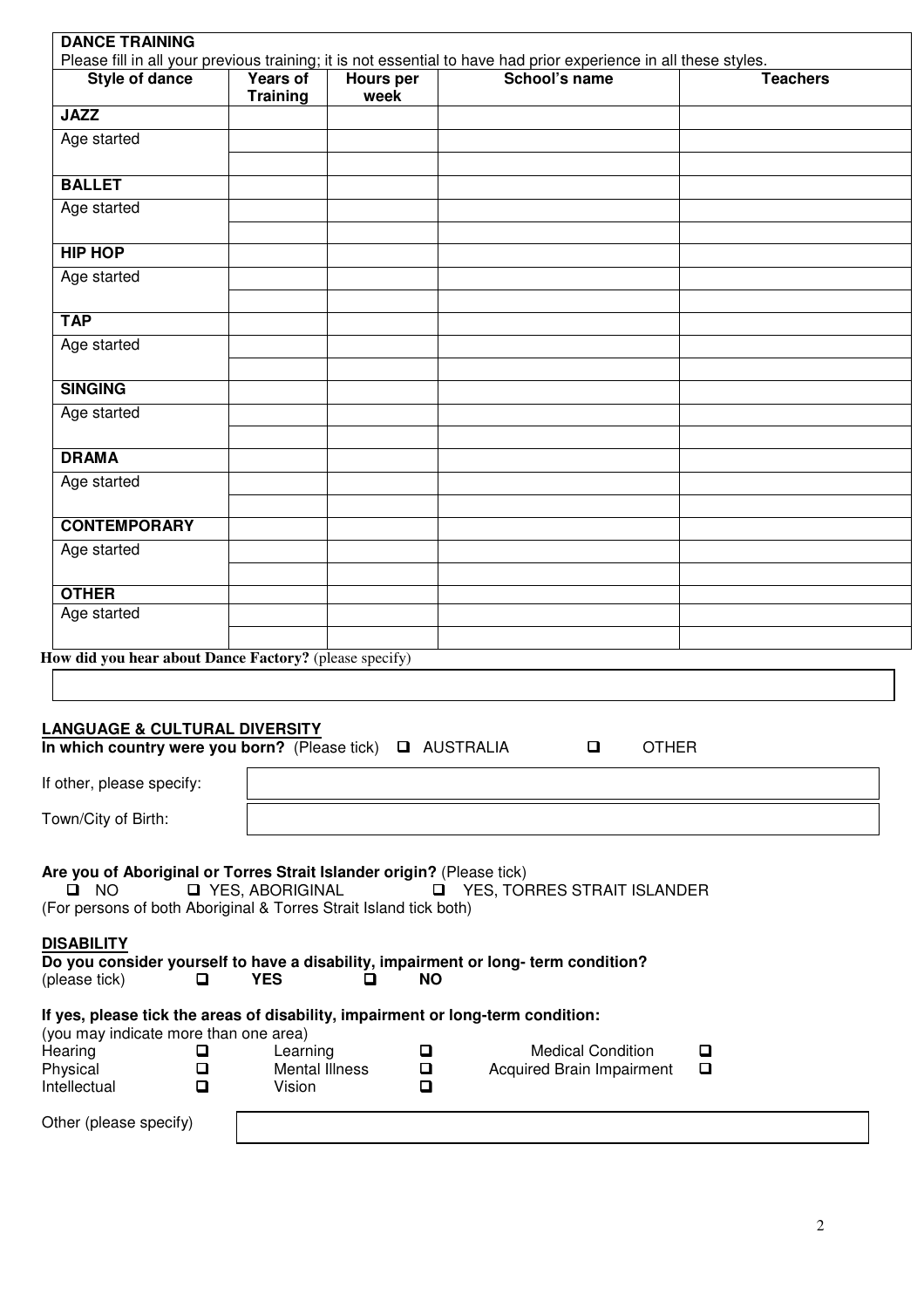## DANCE TRAINING

Please fill in all your previous training; it is not essential to have had prior experience in all these styles.

| Style of dance | Years of Training | Hours per week | School's name | Teachers |
|---|---|---|---|---|
| **JAZZ** | | | | |
| Age started | | | | |
| | | | | |
| **BALLET** | | | | |
| Age started | | | | |
| | | | | |
| **HIP HOP** | | | | |
| Age started | | | | |
| | | | | |
| **TAP** | | | | |
| Age started | | | | |
| | | | | |
| **SINGING** | | | | |
| Age started | | | | |
| | | | | |
| **DRAMA** | | | | |
| Age started | | | | |
| | | | | |
| **CONTEMPORARY** | | | | |
| Age started | | | | |
| | | | | |
| **OTHER** | | | | |
| Age started | | | | |
| | | | | |

**How did you hear about Dance Factory?** (please specify)

&nbsp;

## LANGUAGE & CULTURAL DIVERSITY

**In which country were you born?** (Please tick) ☐ AUSTRALIA ☐ OTHER

If other, please specify:

Town/City of Birth:

**Are you of Aboriginal or Torres Strait Islander origin?** (Please tick)

☐ NO ☐ YES, ABORIGINAL ☐ YES, TORRES STRAIT ISLANDER

(For persons of both Aboriginal & Torres Strait Island tick both)

## DISABILITY

**Do you consider yourself to have a disability, impairment or long- term condition?**

(please tick) ☐ **YES** ☐ **NO**

**If yes, please tick the areas of disability, impairment or long-term condition:**

(you may indicate more than one area)

| | | | | | |
|---|---|---|---|---|---|
| Hearing | ☐ | Learning | ☐ | Medical Condition | ☐ |
| Physical | ☐ | Mental Illness | ☐ | Acquired Brain Impairment | ☐ |
| Intellectual | ☐ | Vision | ☐ | | |

Other (please specify)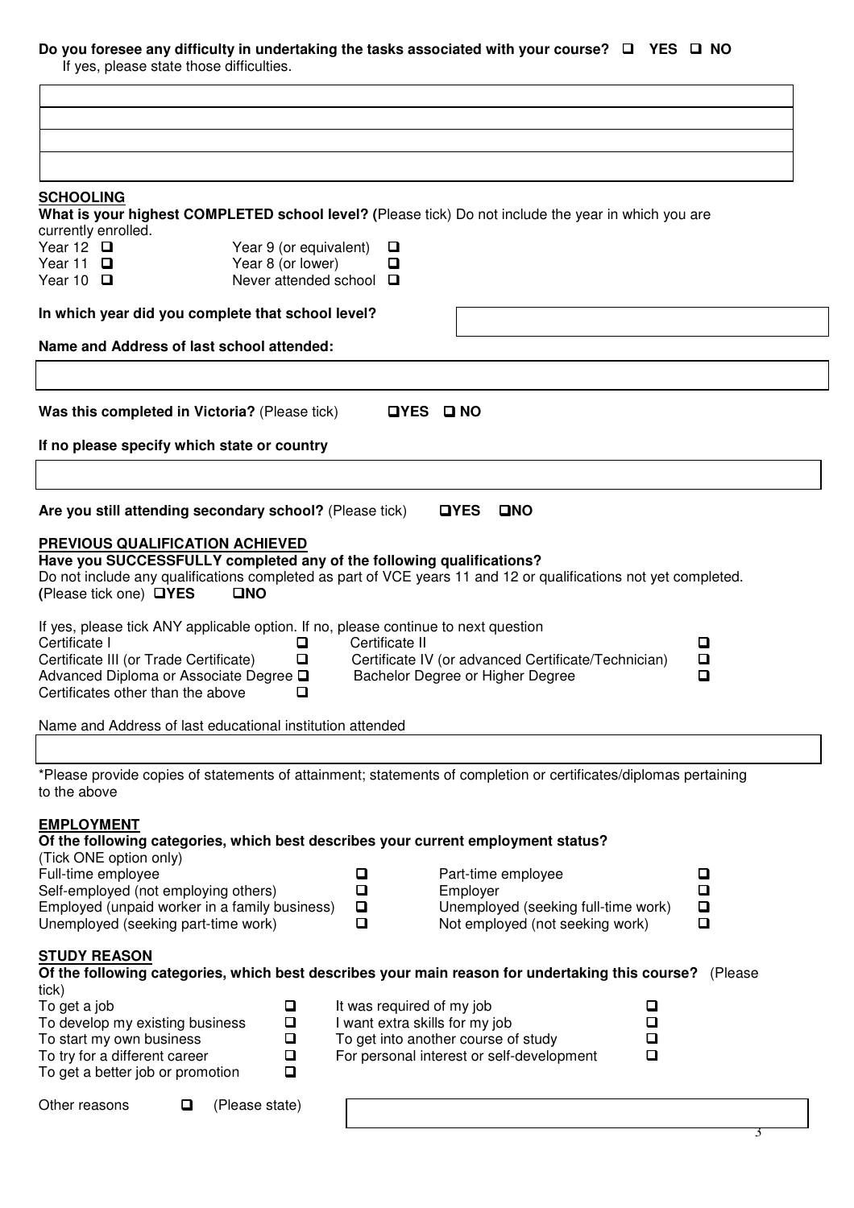**Do you foresee any difficulty in undertaking the tasks associated with your course?** ☐ **YES** ☐ **NO**

If yes, please state those difficulties.

## SCHOOLING

**What is your highest COMPLETED school level? (**Please tick) Do not include the year in which you are currently enrolled.

| | | | |
|---|---|---|---|
| Year 12 | ☐ | Year 9 (or equivalent) | ☐ |
| Year 11 | ☐ | Year 8 (or lower) | ☐ |
| Year 10 | ☐ | Never attended school | ☐ |

**In which year did you complete that school level?**

**Name and Address of last school attended:**

**Was this completed in Victoria?** (Please tick) ☐**YES** ☐ **NO**

**If no please specify which state or country**

**Are you still attending secondary school?** (Please tick) ☐**YES** ☐**NO**

## PREVIOUS QUALIFICATION ACHIEVED

**Have you SUCCESSFULLY completed any of the following qualifications?**

Do not include any qualifications completed as part of VCE years 11 and 12 or qualifications not yet completed.
**(**Please tick one) ☐**YES** ☐**NO**

If yes, please tick ANY applicable option. If no, please continue to next question

| | | | |
|---|---|---|---|
| Certificate I | ☐ | Certificate II | ☐ |
| Certificate III (or Trade Certificate) | ☐ | Certificate IV (or advanced Certificate/Technician) | ☐ |
| Advanced Diploma or Associate Degree | ☐ | Bachelor Degree or Higher Degree | ☐ |
| Certificates other than the above | ☐ | | |

Name and Address of last educational institution attended

*Please provide copies of statements of attainment; statements of completion or certificates/diplomas pertaining to the above

## EMPLOYMENT

**Of the following categories, which best describes your current employment status?**

(Tick ONE option only)

| | | | |
|---|---|---|---|
| Full-time employee | ☐ | Part-time employee | ☐ |
| Self-employed (not employing others) | ☐ | Employer | ☐ |
| Employed (unpaid worker in a family business) | ☐ | Unemployed (seeking full-time work) | ☐ |
| Unemployed (seeking part-time work) | ☐ | Not employed (not seeking work) | ☐ |

## STUDY REASON

**Of the following categories, which best describes your main reason for undertaking this course?** (Please tick)

| | | | |
|---|---|---|---|
| To get a job | ☐ | It was required of my job | ☐ |
| To develop my existing business | ☐ | I want extra skills for my job | ☐ |
| To start my own business | ☐ | To get into another course of study | ☐ |
| To try for a different career | ☐ | For personal interest or self-development | ☐ |
| To get a better job or promotion | ☐ | | |

Other reasons ☐ (Please state)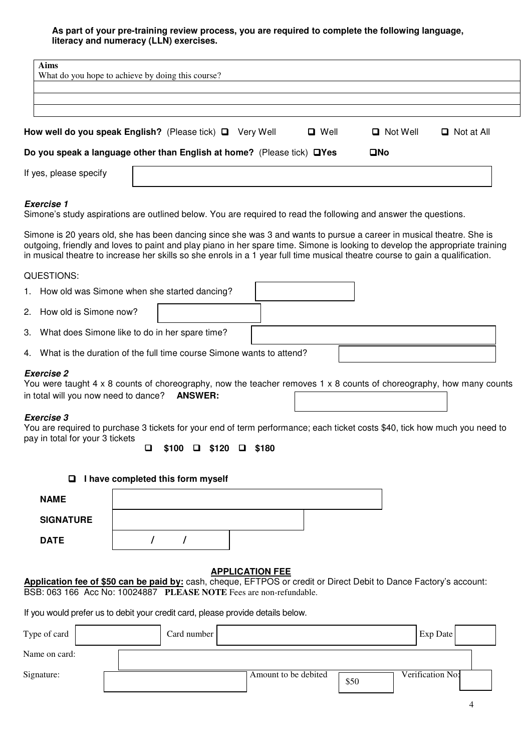**As part of your pre-training review process, you are required to complete the following language, literacy and numeracy (LLN) exercises.**

| **Aims**<br>What do you hope to achieve by doing this course? |
|---|
| |
| |
| |

**How well do you speak English?** (Please tick) ❑ Very Well ❑ Well ❑ Not Well ❑ Not at All

**Do you speak a language other than English at home?** (Please tick) ❑**Yes** ❑**No**

| If yes, please specify | |
|---|---|

***Exercise 1***

Simone's study aspirations are outlined below. You are required to read the following and answer the questions.

Simone is 20 years old, she has been dancing since she was 3 and wants to pursue a career in musical theatre. She is outgoing, friendly and loves to paint and play piano in her spare time. Simone is looking to develop the appropriate training in musical theatre to increase her skills so she enrols in a 1 year full time musical theatre course to gain a qualification.

QUESTIONS:

1. How old was Simone when she started dancing?
2. How old is Simone now?
3. What does Simone like to do in her spare time?
4. What is the duration of the full time course Simone wants to attend?

***Exercise 2***

You were taught 4 x 8 counts of choreography, now the teacher removes 1 x 8 counts of choreography, how many counts in total will you now need to dance? **ANSWER:**

***Exercise 3***

You are required to purchase 3 tickets for your end of term performance; each ticket costs $40, tick how much you need to pay in total for your 3 tickets

❑ **$100** ❑ **$120** ❑ **$180**

❑ **I have completed this form myself**

| | |
|---|---|
| **NAME** | |
| **SIGNATURE** | |
| **DATE** | / / |

## APPLICATION FEE

**Application fee of $50 can be paid by:** cash, cheque, EFTPOS or credit or Direct Debit to Dance Factory's account: BSB: 063 166 Acc No: 10024887 **PLEASE NOTE** Fees are non-refundable.

If you would prefer us to debit your credit card, please provide details below.

| | | | | | |
|---|---|---|---|---|---|
| Type of card | | Card number | | Exp Date | |
| Name on card: | | | | | |
| Signature: | | Amount to be debited | $50 | Verification No: | |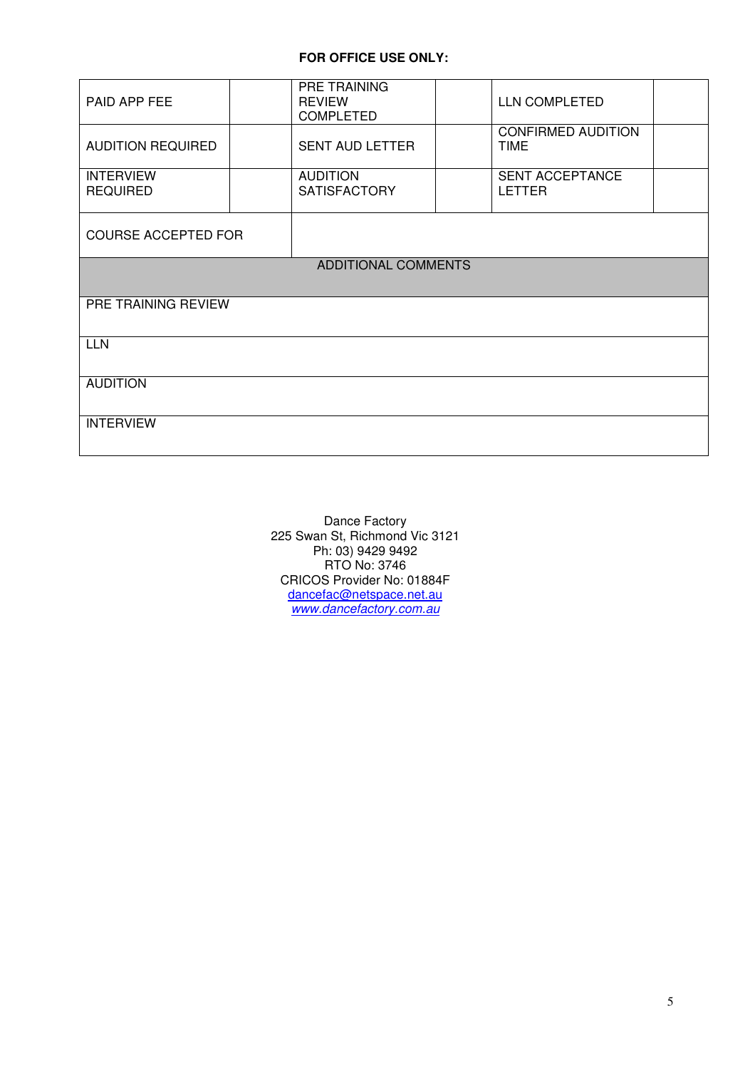**FOR OFFICE USE ONLY:**

| | | | | | |
|---|---|---|---|---|---|
| PAID APP FEE | | PRE TRAINING REVIEW COMPLETED | | LLN COMPLETED | |
| AUDITION REQUIRED | | SENT AUD LETTER | | CONFIRMED AUDITION TIME | |
| INTERVIEW REQUIRED | | AUDITION SATISFACTORY | | SENT ACCEPTANCE LETTER | |
| COURSE ACCEPTED FOR | | | | | |

| ADDITIONAL COMMENTS |
|---|
| PRE TRAINING REVIEW |
| LLN |
| AUDITION |
| INTERVIEW |

Dance Factory
225 Swan St, Richmond Vic 3121
Ph: 03) 9429 9492
RTO No: 3746
CRICOS Provider No: 01884F
dancefac@netspace.net.au
*www.dancefactory.com.au*